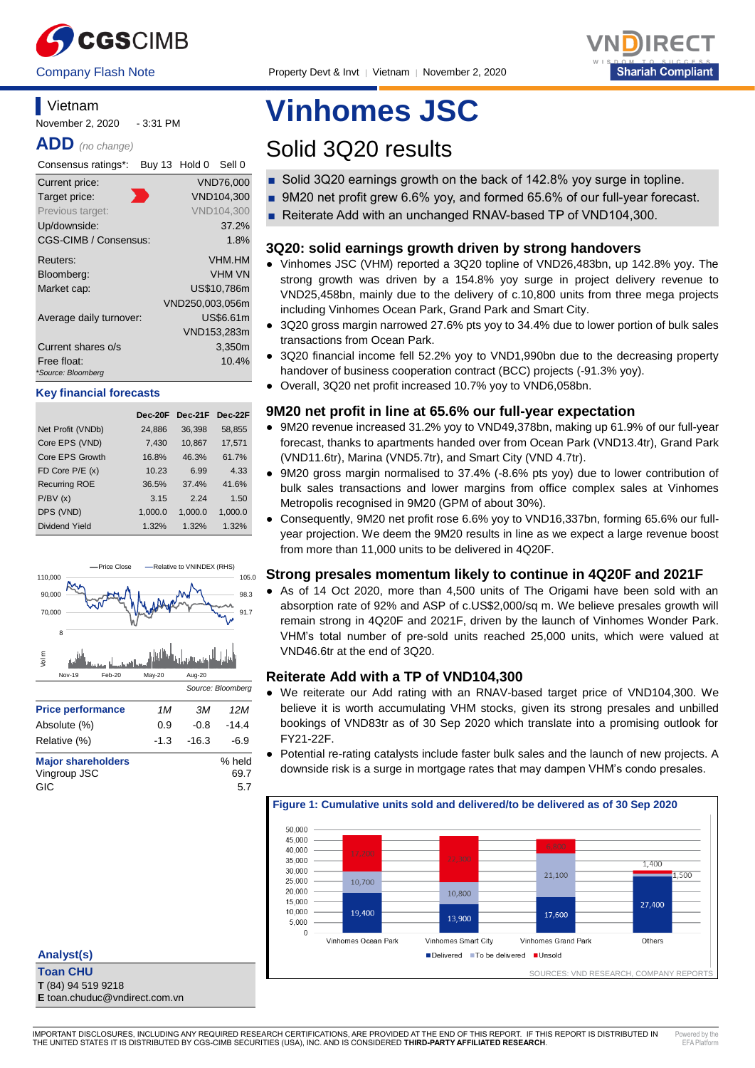Company Flash Note | Property Devt & Invt | Vietnam | November 2, 2020

# Vinhomes JSC

## Solid 3Q20 results

- Solid 3Q20 earnings growth on the back of 142.8% yoy surge in topline.
- 9M20 net profit grew 6.6% yoy, and formed 65.6% of our full-year forecast.
- Reiterate Add with an unchanged RNAV-based TP of VND104,300.

### Vietnam

November 2, 2020 - 3:31 PM

**ADD** *(no change)*

| Consensus ratings*: | Buy 13 Hold 0 Sell 0 |
|---|---|
| Current price: | VND76,000 |
| Target price: | VND104,300 |
| Previous target: | VND104,300 |
| Up/downside: | 37.2% |
| CGS-CIMB / Consensus: | 1.8% |
| Reuters: | VHM.HM |
| Bloomberg: | VHM VN |
| Market cap: | US$10,786m |
| | VND250,003,056m |
| Average daily turnover: | US$6.61m |
| | VND153,283m |
| Current shares o/s | 3,350m |
| Free float: | 10.4% |

*Source: Bloomberg

### Key financial forecasts

| | Dec-20F | Dec-21F | Dec-22F |
|---|---|---|---|
| Net Profit (VNDb) | 24,886 | 36,398 | 58,855 |
| Core EPS (VND) | 7,430 | 10,867 | 17,571 |
| Core EPS Growth | 16.8% | 46.3% | 61.7% |
| FD Core P/E (x) | 10.23 | 6.99 | 4.33 |
| Recurring ROE | 36.5% | 37.4% | 41.6% |
| P/BV (x) | 3.15 | 2.24 | 1.50 |
| DPS (VND) | 1,000.0 | 1,000.0 | 1,000.0 |
| Dividend Yield | 1.32% | 1.32% | 1.32% |

Source: Bloomberg

| Price performance | 1M | 3M | 12M |
|---|---|---|---|
| Absolute (%) | 0.9 | -0.8 | -14.4 |
| Relative (%) | -1.3 | -16.3 | -6.9 |

| Major shareholders | % held |
|---|---|
| Vingroup JSC | 69.7 |
| GIC | 5.7 |

### 3Q20: solid earnings growth driven by strong handovers

- Vinhomes JSC (VHM) reported a 3Q20 topline of VND26,483bn, up 142.8% yoy. The strong growth was driven by a 154.8% yoy surge in project delivery revenue to VND25,458bn, mainly due to the delivery of c.10,800 units from three mega projects including Vinhomes Ocean Park, Grand Park and Smart City.
- 3Q20 gross margin narrowed 27.6% pts yoy to 34.4% due to lower portion of bulk sales transactions from Ocean Park.
- 3Q20 financial income fell 52.2% yoy to VND1,990bn due to the decreasing property handover of business cooperation contract (BCC) projects (-91.3% yoy).
- Overall, 3Q20 net profit increased 10.7% yoy to VND6,058bn.

### 9M20 net profit in line at 65.6% our full-year expectation

- 9M20 revenue increased 31.2% yoy to VND49,378bn, making up 61.9% of our full-year forecast, thanks to apartments handed over from Ocean Park (VND13.4tr), Grand Park (VND11.6tr), Marina (VND5.7tr), and Smart City (VND 4.7tr).
- 9M20 gross margin normalised to 37.4% (-8.6% pts yoy) due to lower contribution of bulk sales transactions and lower margins from office complex sales at Vinhomes Metropolis recognised in 9M20 (GPM of about 30%).
- Consequently, 9M20 net profit rose 6.6% yoy to VND16,337bn, forming 65.6% our full-year projection. We deem the 9M20 results in line as we expect a large revenue boost from more than 11,000 units to be delivered in 4Q20F.

### Strong presales momentum likely to continue in 4Q20F and 2021F

- As of 14 Oct 2020, more than 4,500 units of The Origami have been sold with an absorption rate of 92% and ASP of c.US$2,000/sq m. We believe presales growth will remain strong in 4Q20F and 2021F, driven by the launch of Vinhomes Wonder Park. VHM's total number of pre-sold units reached 25,000 units, which were valued at VND46.6tr at the end of 3Q20.

### Reiterate Add with a TP of VND104,300

- We reiterate our Add rating with an RNAV-based target price of VND104,300. We believe it is worth accumulating VHM stocks, given its strong presales and unbilled bookings of VND83tr as of 30 Sep 2020 which translate into a promising outlook for FY21-22F.
- Potential re-rating catalysts include faster bulk sales and the launch of new projects. A downside risk is a surge in mortgage rates that may dampen VHM's condo presales.

**Figure 1: Cumulative units sold and delivered/to be delivered as of 30 Sep 2020**

| | Delivered | To be delivered | Unsold |
|---|---|---|---|
| Vinhomes Ocean Park | 19,400 | 10,700 | 12,000 |
| Vinhomes Smart City | 13,900 | 10,800 | 22,800 |
| Vinhomes Grand Park | 17,600 | 21,100 | 6,000 |
| Others | 27,400 | 1,500 | 1,400 |

SOURCES: VND RESEARCH, COMPANY REPORTS

**Analyst(s)**

**Toan CHU**
**T** (84) 94 519 9218
**E** toan.chuduc@vndirect.com.vn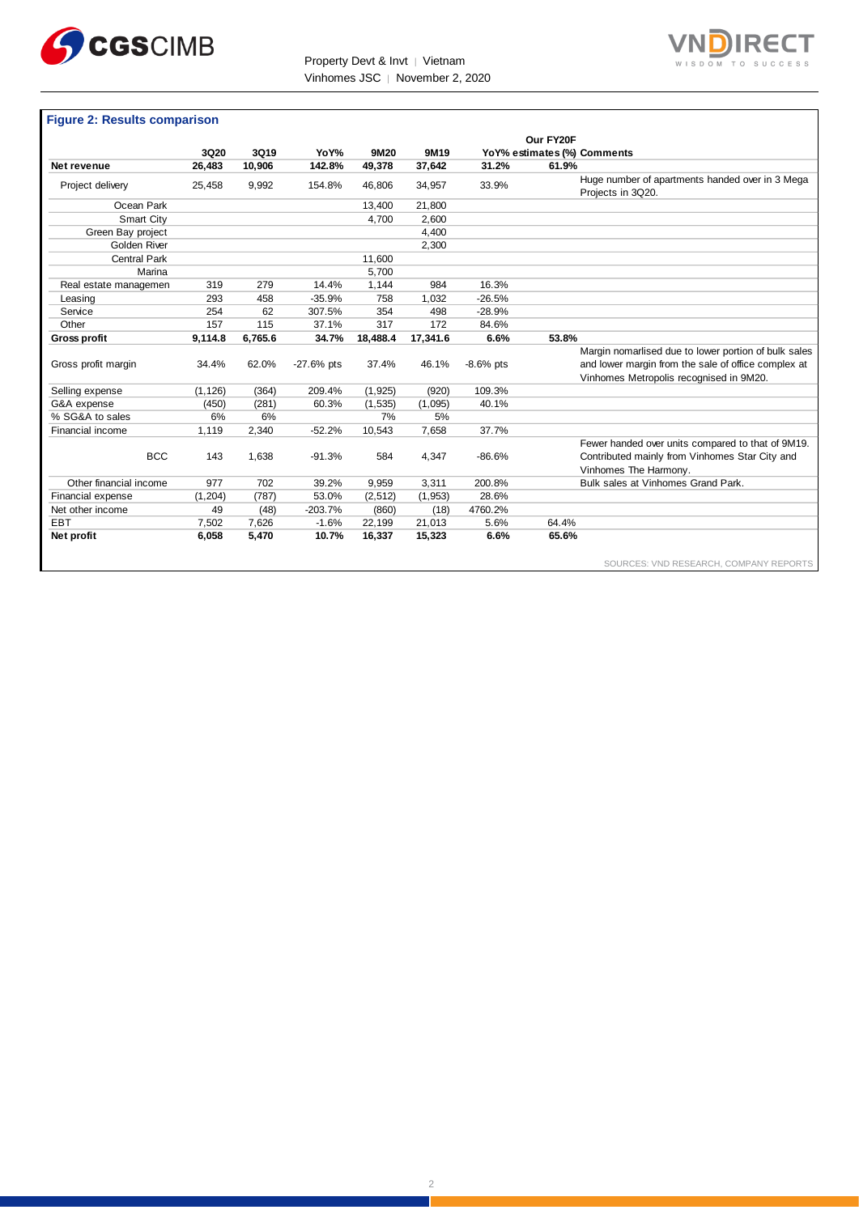**Figure 2: Results comparison**

| | 3Q20 | 3Q19 | YoY% | 9M20 | 9M19 | YoY% | Our FY20F estimates (%) | Comments |
|---|---|---|---|---|---|---|---|---|
| **Net revenue** | **26,483** | **10,906** | **142.8%** | **49,378** | **37,642** | **31.2%** | **61.9%** | |
| Project delivery | 25,458 | 9,992 | 154.8% | 46,806 | 34,957 | 33.9% | | Huge number of apartments handed over in 3 Mega Projects in 3Q20. |
| Ocean Park | | | | 13,400 | 21,800 | | | |
| Smart City | | | | 4,700 | 2,600 | | | |
| Green Bay project | | | | | 4,400 | | | |
| Golden River | | | | | 2,300 | | | |
| Central Park | | | | 11,600 | | | | |
| Marina | | | | 5,700 | | | | |
| Real estate managemen | 319 | 279 | 14.4% | 1,144 | 984 | 16.3% | | |
| Leasing | 293 | 458 | -35.9% | 758 | 1,032 | -26.5% | | |
| Service | 254 | 62 | 307.5% | 354 | 498 | -28.9% | | |
| Other | 157 | 115 | 37.1% | 317 | 172 | 84.6% | | |
| **Gross profit** | **9,114.8** | **6,765.6** | **34.7%** | **18,488.4** | **17,341.6** | **6.6%** | **53.8%** | |
| Gross profit margin | 34.4% | 62.0% | -27.6% pts | 37.4% | 46.1% | -8.6% pts | | Margin nomarlised due to lower portion of bulk sales and lower margin from the sale of office complex at Vinhomes Metropolis recognised in 9M20. |
| Selling expense | (1,126) | (364) | 209.4% | (1,925) | (920) | 109.3% | | |
| G&A expense | (450) | (281) | 60.3% | (1,535) | (1,095) | 40.1% | | |
| % SG&A to sales | 6% | 6% | | 7% | 5% | | | |
| Financial income | 1,119 | 2,340 | -52.2% | 10,543 | 7,658 | 37.7% | | |
| BCC | 143 | 1,638 | -91.3% | 584 | 4,347 | -86.6% | | Fewer handed over units compared to that of 9M19. Contributed mainly from Vinhomes Star City and Vinhomes The Harmony. |
| Other financial income | 977 | 702 | 39.2% | 9,959 | 3,311 | 200.8% | | Bulk sales at Vinhomes Grand Park. |
| Financial expense | (1,204) | (787) | 53.0% | (2,512) | (1,953) | 28.6% | | |
| Net other income | 49 | (48) | -203.7% | (860) | (18) | 4760.2% | | |
| EBT | 7,502 | 7,626 | -1.6% | 22,199 | 21,013 | 5.6% | 64.4% | |
| **Net profit** | **6,058** | **5,470** | **10.7%** | **16,337** | **15,323** | **6.6%** | **65.6%** | |

SOURCES: VND RESEARCH, COMPANY REPORTS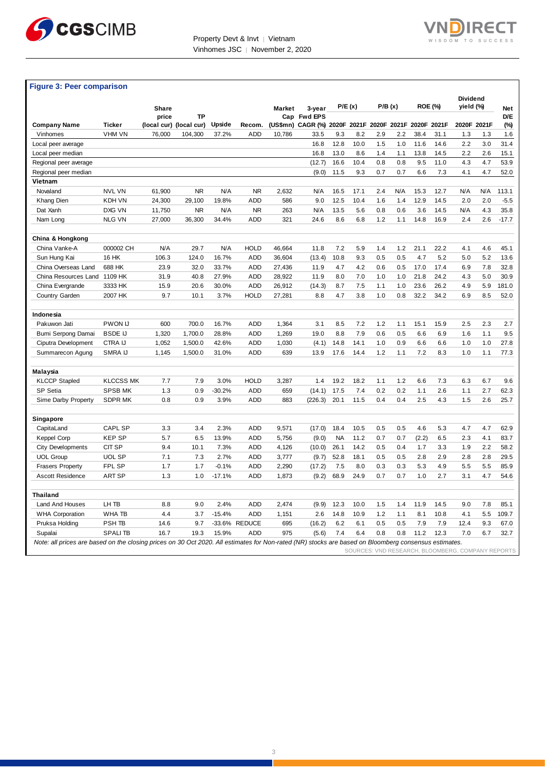**Figure 3: Peer comparison**

| Company Name | Ticker | Share price (local cur) | TP (local cur) | Upside | Recom. | Market Cap (US$mn) | 3-year Fwd EPS CAGR (%) | P/E (x) 2020F | P/E (x) 2021F | P/B (x) 2020F | P/B (x) 2021F | ROE (%) 2020F | ROE (%) 2021F | Dividend yield (%) 2020F | Dividend yield (%) 2021F | Net D/E (%) |
|---|---|---|---|---|---|---|---|---|---|---|---|---|---|---|---|---|
| Vinhomes | VHM VN | 76,000 | 104,300 | 37.2% | ADD | 10,786 | 33.5 | 9.3 | 8.2 | 2.9 | 2.2 | 38.4 | 31.1 | 1.3 | 1.3 | 1.6 |
| Local peer average | | | | | | | 16.8 | 12.8 | 10.0 | 1.5 | 1.0 | 11.6 | 14.6 | 2.2 | 3.0 | 31.4 |
| Local peer median | | | | | | | 16.8 | 13.0 | 8.6 | 1.4 | 1.1 | 13.8 | 14.5 | 2.2 | 2.6 | 15.1 |
| Regional peer average | | | | | | | (12.7) | 16.6 | 10.4 | 0.8 | 0.8 | 9.5 | 11.0 | 4.3 | 4.7 | 53.9 |
| Regional peer median | | | | | | | (9.0) | 11.5 | 9.3 | 0.7 | 0.7 | 6.6 | 7.3 | 4.1 | 4.7 | 52.0 |
| **Vietnam** | | | | | | | | | | | | | | | | |
| Novaland | NVL VN | 61,900 | NR | N/A | NR | 2,632 | N/A | 16.5 | 17.1 | 2.4 | N/A | 15.3 | 12.7 | N/A | N/A | 113.1 |
| Khang Dien | KDH VN | 24,300 | 29,100 | 19.8% | ADD | 586 | 9.0 | 12.5 | 10.4 | 1.6 | 1.4 | 12.9 | 14.5 | 2.0 | 2.0 | -5.5 |
| Dat Xanh | DXG VN | 11,750 | NR | N/A | NR | 263 | N/A | 13.5 | 5.6 | 0.8 | 0.6 | 3.6 | 14.5 | N/A | 4.3 | 35.8 |
| Nam Long | NLG VN | 27,000 | 36,300 | 34.4% | ADD | 321 | 24.6 | 8.6 | 6.8 | 1.2 | 1.1 | 14.8 | 16.9 | 2.4 | 2.6 | -17.7 |
| **China & Hongkong** | | | | | | | | | | | | | | | | |
| China Vanke-A | 000002 CH | N/A | 29.7 | N/A | HOLD | 46,664 | 11.8 | 7.2 | 5.9 | 1.4 | 1.2 | 21.1 | 22.2 | 4.1 | 4.6 | 45.1 |
| Sun Hung Kai | 16 HK | 106.3 | 124.0 | 16.7% | ADD | 36,604 | (13.4) | 10.8 | 9.3 | 0.5 | 0.5 | 4.7 | 5.2 | 5.0 | 5.2 | 13.6 |
| China Overseas Land | 688 HK | 23.9 | 32.0 | 33.7% | ADD | 27,436 | 11.9 | 4.7 | 4.2 | 0.6 | 0.5 | 17.0 | 17.4 | 6.9 | 7.8 | 32.8 |
| China Resources Land | 1109 HK | 31.9 | 40.8 | 27.9% | ADD | 28,922 | 11.9 | 8.0 | 7.0 | 1.0 | 1.0 | 21.8 | 24.2 | 4.3 | 5.0 | 30.9 |
| China Evergrande | 3333 HK | 15.9 | 20.6 | 30.0% | ADD | 26,912 | (14.3) | 8.7 | 7.5 | 1.1 | 1.0 | 23.6 | 26.2 | 4.9 | 5.9 | 181.0 |
| Country Garden | 2007 HK | 9.7 | 10.1 | 3.7% | HOLD | 27,281 | 8.8 | 4.7 | 3.8 | 1.0 | 0.8 | 32.2 | 34.2 | 6.9 | 8.5 | 52.0 |
| **Indonesia** | | | | | | | | | | | | | | | | |
| Pakuwon Jati | PWON IJ | 600 | 700.0 | 16.7% | ADD | 1,364 | 3.1 | 8.5 | 7.2 | 1.2 | 1.1 | 15.1 | 15.9 | 2.5 | 2.3 | 2.7 |
| Bumi Serpong Damai | BSDE IJ | 1,320 | 1,700.0 | 28.8% | ADD | 1,269 | 19.0 | 8.8 | 7.9 | 0.6 | 0.5 | 6.6 | 6.9 | 1.6 | 1.1 | 9.5 |
| Ciputra Development | CTRA IJ | 1,052 | 1,500.0 | 42.6% | ADD | 1,030 | (4.1) | 14.8 | 14.1 | 1.0 | 0.9 | 6.6 | 6.6 | 1.0 | 1.0 | 27.8 |
| Summarecon Agung | SMRA IJ | 1,145 | 1,500.0 | 31.0% | ADD | 639 | 13.9 | 17.6 | 14.4 | 1.2 | 1.1 | 7.2 | 8.3 | 1.0 | 1.1 | 77.3 |
| **Malaysia** | | | | | | | | | | | | | | | | |
| KLCCP Stapled | KLCCSS MK | 7.7 | 7.9 | 3.0% | HOLD | 3,287 | 1.4 | 19.2 | 18.2 | 1.1 | 1.2 | 6.6 | 7.3 | 6.3 | 6.7 | 9.6 |
| SP Setia | SPSB MK | 1.3 | 0.9 | -30.2% | ADD | 659 | (14.1) | 17.5 | 7.4 | 0.2 | 0.2 | 1.1 | 2.6 | 1.1 | 2.7 | 62.3 |
| Sime Darby Property | SDPR MK | 0.8 | 0.9 | 3.9% | ADD | 883 | (226.3) | 20.1 | 11.5 | 0.4 | 0.4 | 2.5 | 4.3 | 1.5 | 2.6 | 25.7 |
| **Singapore** | | | | | | | | | | | | | | | | |
| CapitaLand | CAPL SP | 3.3 | 3.4 | 2.3% | ADD | 9,571 | (17.0) | 18.4 | 10.5 | 0.5 | 0.5 | 4.6 | 5.3 | 4.7 | 4.7 | 62.9 |
| Keppel Corp | KEP SP | 5.7 | 6.5 | 13.9% | ADD | 5,756 | (9.0) | NA | 11.2 | 0.7 | 0.7 | (2.2) | 6.5 | 2.3 | 4.1 | 83.7 |
| City Developments | CIT SP | 9.4 | 10.1 | 7.3% | ADD | 4,126 | (10.0) | 26.1 | 14.2 | 0.5 | 0.4 | 1.7 | 3.3 | 1.9 | 2.2 | 58.2 |
| UOL Group | UOL SP | 7.1 | 7.3 | 2.7% | ADD | 3,777 | (9.7) | 52.8 | 18.1 | 0.5 | 0.5 | 2.8 | 2.9 | 2.8 | 2.8 | 29.5 |
| Frasers Property | FPL SP | 1.7 | 1.7 | -0.1% | ADD | 2,290 | (17.2) | 7.5 | 8.0 | 0.3 | 0.3 | 5.3 | 4.9 | 5.5 | 5.5 | 85.9 |
| Ascott Residence | ART SP | 1.3 | 1.0 | -17.1% | ADD | 1,873 | (9.2) | 68.9 | 24.9 | 0.7 | 0.7 | 1.0 | 2.7 | 3.1 | 4.7 | 54.6 |
| **Thailand** | | | | | | | | | | | | | | | | |
| Land And Houses | LH TB | 8.8 | 9.0 | 2.4% | ADD | 2,474 | (9.9) | 12.3 | 10.0 | 1.5 | 1.4 | 11.9 | 14.5 | 9.0 | 7.8 | 85.1 |
| WHA Corporation | WHA TB | 4.4 | 3.7 | -15.4% | ADD | 1,151 | 2.6 | 14.8 | 10.9 | 1.2 | 1.1 | 8.1 | 10.8 | 4.1 | 5.5 | 109.7 |
| Pruksa Holding | PSH TB | 14.6 | 9.7 | -33.6% | REDUCE | 695 | (16.2) | 6.2 | 6.1 | 0.5 | 0.5 | 7.9 | 7.9 | 12.4 | 9.3 | 67.0 |
| Supalai | SPALI TB | 16.7 | 19.3 | 15.9% | ADD | 975 | (5.6) | 7.4 | 6.4 | 0.8 | 0.8 | 11.2 | 12.3 | 7.0 | 6.7 | 32.7 |

*Note: all prices are based on the closing prices on 30 Oct 2020. All estimates for Non-rated (NR) stocks are based on Bloomberg consensus estimates.*

SOURCES: VND RESEARCH, BLOOMBERG, COMPANY REPORTS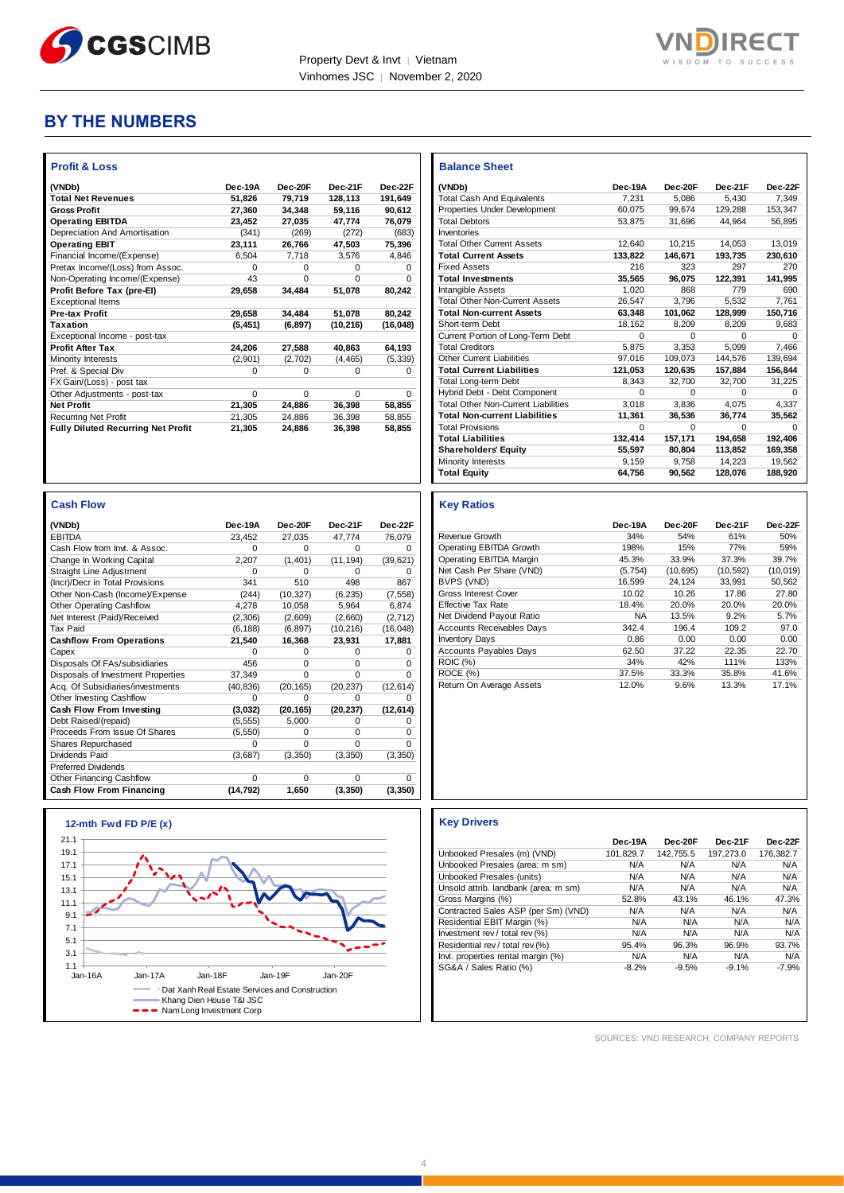# BY THE NUMBERS

### Profit & Loss

| (VNDb) | Dec-19A | Dec-20F | Dec-21F | Dec-22F |
|---|---|---|---|---|
| **Total Net Revenues** | **51,826** | **79,719** | **128,113** | **191,649** |
| **Gross Profit** | **27,360** | **34,348** | **59,116** | **90,612** |
| **Operating EBITDA** | **23,452** | **27,035** | **47,774** | **76,079** |
| Depreciation And Amortisation | (341) | (269) | (272) | (683) |
| **Operating EBIT** | **23,111** | **26,766** | **47,503** | **75,396** |
| Financial Income/(Expense) | 6,504 | 7,718 | 3,576 | 4,846 |
| Pretax Income/(Loss) from Assoc. | 0 | 0 | 0 | 0 |
| Non-Operating Income/(Expense) | 43 | 0 | 0 | 0 |
| **Profit Before Tax (pre-EI)** | **29,658** | **34,484** | **51,078** | **80,242** |
| Exceptional Items | | | | |
| **Pre-tax Profit** | **29,658** | **34,484** | **51,078** | **80,242** |
| **Taxation** | **(5,451)** | **(6,897)** | **(10,216)** | **(16,048)** |
| Exceptional Income - post-tax | | | | |
| **Profit After Tax** | **24,206** | **27,588** | **40,863** | **64,193** |
| Minority Interests | (2,901) | (2,702) | (4,465) | (5,339) |
| Pref. & Special Div | 0 | 0 | 0 | 0 |
| FX Gain/(Loss) - post tax | | | | |
| Other Adjustments - post-tax | 0 | 0 | 0 | 0 |
| **Net Profit** | **21,305** | **24,886** | **36,398** | **58,855** |
| Recurring Net Profit | 21,305 | 24,886 | 36,398 | 58,855 |
| **Fully Diluted Recurring Net Profit** | **21,305** | **24,886** | **36,398** | **58,855** |

### Balance Sheet

| (VNDb) | Dec-19A | Dec-20F | Dec-21F | Dec-22F |
|---|---|---|---|---|
| Total Cash And Equivalents | 7,231 | 5,086 | 5,430 | 7,349 |
| Properties Under Development | 60,075 | 99,674 | 129,288 | 153,347 |
| Total Debtors | 53,875 | 31,696 | 44,964 | 56,895 |
| Inventories | | | | |
| Total Other Current Assets | 12,640 | 10,215 | 14,053 | 13,019 |
| **Total Current Assets** | **133,822** | **146,671** | **193,735** | **230,610** |
| Fixed Assets | 216 | 323 | 297 | 270 |
| **Total Investments** | **35,565** | **96,075** | **122,391** | **141,995** |
| Intangible Assets | 1,020 | 868 | 779 | 690 |
| Total Other Non-Current Assets | 26,547 | 3,796 | 5,532 | 7,761 |
| **Total Non-current Assets** | **63,348** | **101,062** | **128,999** | **150,716** |
| Short-term Debt | 18,162 | 8,209 | 8,209 | 9,683 |
| Current Portion of Long-Term Debt | 0 | 0 | 0 | 0 |
| Total Creditors | 5,875 | 3,353 | 5,099 | 7,466 |
| Other Current Liabilities | 97,016 | 109,073 | 144,576 | 139,694 |
| **Total Current Liabilities** | **121,053** | **120,635** | **157,884** | **156,844** |
| Total Long-term Debt | 8,343 | 32,700 | 32,700 | 31,225 |
| Hybrid Debt - Debt Component | 0 | 0 | 0 | 0 |
| Total Other Non-Current Liabilities | 3,018 | 3,836 | 4,075 | 4,337 |
| **Total Non-current Liabilities** | **11,361** | **36,536** | **36,774** | **35,562** |
| Total Provisions | 0 | 0 | 0 | 0 |
| **Total Liabilities** | **132,414** | **157,171** | **194,658** | **192,406** |
| **Shareholders' Equity** | **55,597** | **80,804** | **113,852** | **169,358** |
| Minority Interests | 9,159 | 9,758 | 14,223 | 19,562 |
| **Total Equity** | **64,756** | **90,562** | **128,076** | **188,920** |

### Cash Flow

| (VNDb) | Dec-19A | Dec-20F | Dec-21F | Dec-22F |
|---|---|---|---|---|
| EBITDA | 23,452 | 27,035 | 47,774 | 76,079 |
| Cash Flow from Invt. & Assoc. | 0 | 0 | 0 | 0 |
| Change In Working Capital | 2,207 | (1,401) | (11,194) | (39,621) |
| Straight Line Adjustment | 0 | 0 | 0 | 0 |
| (Incr)/Decr in Total Provisions | 341 | 510 | 498 | 867 |
| Other Non-Cash (Income)/Expense | (244) | (10,327) | (6,235) | (7,558) |
| Other Operating Cashflow | 4,278 | 10,058 | 5,964 | 6,874 |
| Net Interest (Paid)/Received | (2,306) | (2,609) | (2,660) | (2,712) |
| Tax Paid | (6,188) | (6,897) | (10,216) | (16,048) |
| **Cashflow From Operations** | **21,540** | **16,368** | **23,931** | **17,881** |
| Capex | 0 | 0 | 0 | 0 |
| Disposals Of FAs/subsidiaries | 456 | 0 | 0 | 0 |
| Disposals of Investment Properties | 37,349 | 0 | 0 | 0 |
| Acq. Of Subsidiaries/investments | (40,836) | (20,165) | (20,237) | (12,614) |
| Other Investing Cashflow | 0 | 0 | 0 | 0 |
| **Cash Flow From Investing** | **(3,032)** | **(20,165)** | **(20,237)** | **(12,614)** |
| Debt Raised/(repaid) | (5,555) | 5,000 | 0 | 0 |
| Proceeds From Issue Of Shares | (5,550) | 0 | 0 | 0 |
| Shares Repurchased | 0 | 0 | 0 | 0 |
| Dividends Paid | (3,687) | (3,350) | (3,350) | (3,350) |
| Preferred Dividends | | | | |
| Other Financing Cashflow | 0 | 0 | 0 | 0 |
| **Cash Flow From Financing** | **(14,792)** | **1,650** | **(3,350)** | **(3,350)** |

### Key Ratios

| | Dec-19A | Dec-20F | Dec-21F | Dec-22F |
|---|---|---|---|---|
| Revenue Growth | 34% | 54% | 61% | 50% |
| Operating EBITDA Growth | 198% | 15% | 77% | 59% |
| Operating EBITDA Margin | 45.3% | 33.9% | 37.3% | 39.7% |
| Net Cash Per Share (VND) | (5,754) | (10,695) | (10,592) | (10,019) |
| BVPS (VND) | 16,599 | 24,124 | 33,991 | 50,562 |
| Gross Interest Cover | 10.02 | 10.26 | 17.86 | 27.80 |
| Effective Tax Rate | 18.4% | 20.0% | 20.0% | 20.0% |
| Net Dividend Payout Ratio | NA | 13.5% | 9.2% | 5.7% |
| Accounts Receivables Days | 342.4 | 196.4 | 109.2 | 97.0 |
| Inventory Days | 0.86 | 0.00 | 0.00 | 0.00 |
| Accounts Payables Days | 62.50 | 37.22 | 22.35 | 22.70 |
| ROIC (%) | 34% | 42% | 111% | 133% |
| ROCE (%) | 37.5% | 33.3% | 35.8% | 41.6% |
| Return On Average Assets | 12.0% | 9.6% | 13.3% | 17.1% |

### 12-mth Fwd FD P/E (x)

Legend: Dat Xanh Real Estate Services and Construction; Khang Dien House T&I JSC; Nam Long Investment Corp

### Key Drivers

| | Dec-19A | Dec-20F | Dec-21F | Dec-22F |
|---|---|---|---|---|
| Unbooked Presales (m) (VND) | 101,829.7 | 142,755.5 | 197,273.0 | 176,382.7 |
| Unbooked Presales (area: m sm) | N/A | N/A | N/A | N/A |
| Unbooked Presales (units) | N/A | N/A | N/A | N/A |
| Unsold attrib. landbank (area: m sm) | N/A | N/A | N/A | N/A |
| Gross Margins (%) | 52.8% | 43.1% | 46.1% | 47.3% |
| Contracted Sales ASP (per Sm) (VND) | N/A | N/A | N/A | N/A |
| Residential EBIT Margin (%) | N/A | N/A | N/A | N/A |
| Investment rev / total rev (%) | N/A | N/A | N/A | N/A |
| Residential rev / total rev (%) | 95.4% | 96.3% | 96.9% | 93.7% |
| Invt. properties rental margin (%) | N/A | N/A | N/A | N/A |
| SG&A / Sales Ratio (%) | -8.2% | -9.5% | -9.1% | -7.9% |

SOURCES: VND RESEARCH, COMPANY REPORTS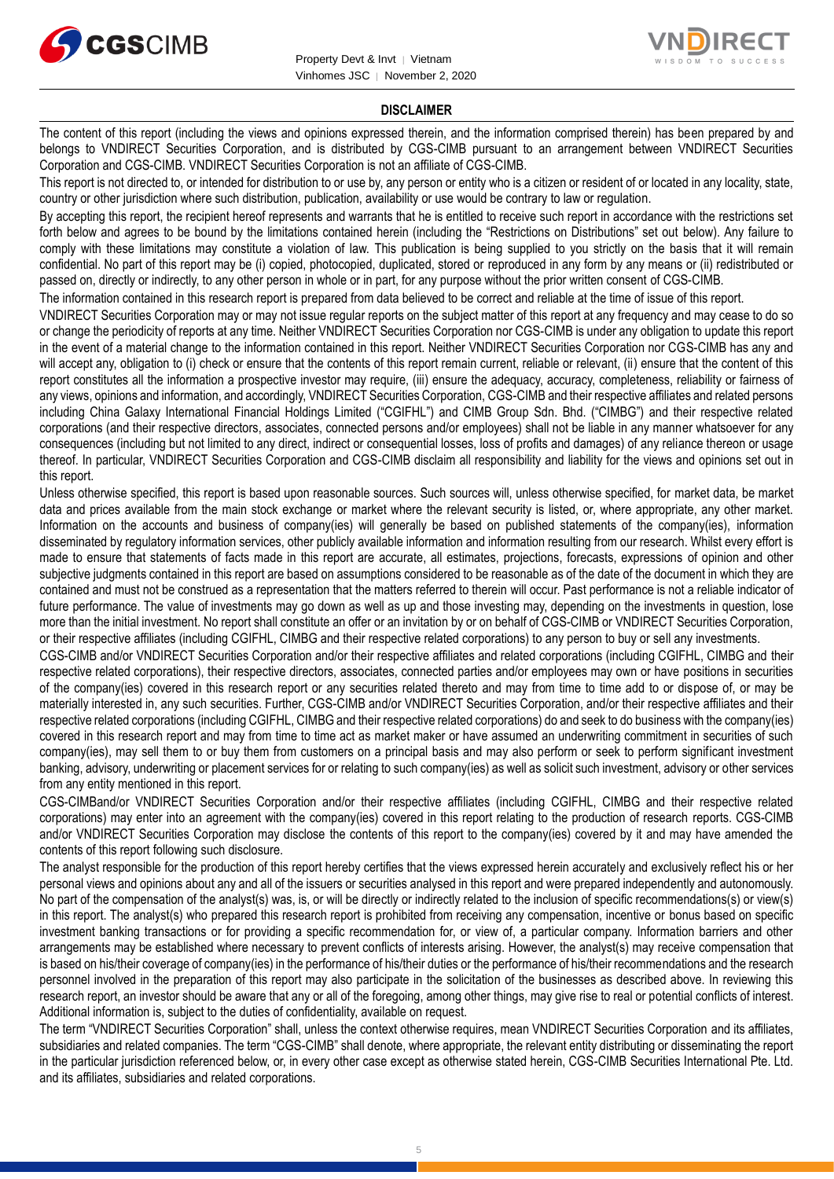## DISCLAIMER

The content of this report (including the views and opinions expressed therein, and the information comprised therein) has been prepared by and belongs to VNDIRECT Securities Corporation, and is distributed by CGS-CIMB pursuant to an arrangement between VNDIRECT Securities Corporation and CGS-CIMB. VNDIRECT Securities Corporation is not an affiliate of CGS-CIMB.

This report is not directed to, or intended for distribution to or use by, any person or entity who is a citizen or resident of or located in any locality, state, country or other jurisdiction where such distribution, publication, availability or use would be contrary to law or regulation.

By accepting this report, the recipient hereof represents and warrants that he is entitled to receive such report in accordance with the restrictions set forth below and agrees to be bound by the limitations contained herein (including the "Restrictions on Distributions" set out below). Any failure to comply with these limitations may constitute a violation of law. This publication is being supplied to you strictly on the basis that it will remain confidential. No part of this report may be (i) copied, photocopied, duplicated, stored or reproduced in any form by any means or (ii) redistributed or passed on, directly or indirectly, to any other person in whole or in part, for any purpose without the prior written consent of CGS-CIMB.

The information contained in this research report is prepared from data believed to be correct and reliable at the time of issue of this report.

VNDIRECT Securities Corporation may or may not issue regular reports on the subject matter of this report at any frequency and may cease to do so or change the periodicity of reports at any time. Neither VNDIRECT Securities Corporation nor CGS-CIMB is under any obligation to update this report in the event of a material change to the information contained in this report. Neither VNDIRECT Securities Corporation nor CGS-CIMB has any and will accept any, obligation to (i) check or ensure that the contents of this report remain current, reliable or relevant, (ii) ensure that the content of this report constitutes all the information a prospective investor may require, (iii) ensure the adequacy, accuracy, completeness, reliability or fairness of any views, opinions and information, and accordingly, VNDIRECT Securities Corporation, CGS-CIMB and their respective affiliates and related persons including China Galaxy International Financial Holdings Limited ("CGIFHL") and CIMB Group Sdn. Bhd. ("CIMBG") and their respective related corporations (and their respective directors, associates, connected persons and/or employees) shall not be liable in any manner whatsoever for any consequences (including but not limited to any direct, indirect or consequential losses, loss of profits and damages) of any reliance thereon or usage thereof. In particular, VNDIRECT Securities Corporation and CGS-CIMB disclaim all responsibility and liability for the views and opinions set out in this report.

Unless otherwise specified, this report is based upon reasonable sources. Such sources will, unless otherwise specified, for market data, be market data and prices available from the main stock exchange or market where the relevant security is listed, or, where appropriate, any other market. Information on the accounts and business of company(ies) will generally be based on published statements of the company(ies), information disseminated by regulatory information services, other publicly available information and information resulting from our research. Whilst every effort is made to ensure that statements of facts made in this report are accurate, all estimates, projections, forecasts, expressions of opinion and other subjective judgments contained in this report are based on assumptions considered to be reasonable as of the date of the document in which they are contained and must not be construed as a representation that the matters referred to therein will occur. Past performance is not a reliable indicator of future performance. The value of investments may go down as well as up and those investing may, depending on the investments in question, lose more than the initial investment. No report shall constitute an offer or an invitation by or on behalf of CGS-CIMB or VNDIRECT Securities Corporation, or their respective affiliates (including CGIFHL, CIMBG and their respective related corporations) to any person to buy or sell any investments.

CGS-CIMB and/or VNDIRECT Securities Corporation and/or their respective affiliates and related corporations (including CGIFHL, CIMBG and their respective related corporations), their respective directors, associates, connected parties and/or employees may own or have positions in securities of the company(ies) covered in this research report or any securities related thereto and may from time to time add to or dispose of, or may be materially interested in, any such securities. Further, CGS-CIMB and/or VNDIRECT Securities Corporation, and/or their respective affiliates and their respective related corporations (including CGIFHL, CIMBG and their respective related corporations) do and seek to do business with the company(ies) covered in this research report and may from time to time act as market maker or have assumed an underwriting commitment in securities of such company(ies), may sell them to or buy them from customers on a principal basis and may also perform or seek to perform significant investment banking, advisory, underwriting or placement services for or relating to such company(ies) as well as solicit such investment, advisory or other services from any entity mentioned in this report.

CGS-CIMBand/or VNDIRECT Securities Corporation and/or their respective affiliates (including CGIFHL, CIMBG and their respective related corporations) may enter into an agreement with the company(ies) covered in this report relating to the production of research reports. CGS-CIMB and/or VNDIRECT Securities Corporation may disclose the contents of this report to the company(ies) covered by it and may have amended the contents of this report following such disclosure.

The analyst responsible for the production of this report hereby certifies that the views expressed herein accurately and exclusively reflect his or her personal views and opinions about any and all of the issuers or securities analysed in this report and were prepared independently and autonomously. No part of the compensation of the analyst(s) was, is, or will be directly or indirectly related to the inclusion of specific recommendations(s) or view(s) in this report. The analyst(s) who prepared this research report is prohibited from receiving any compensation, incentive or bonus based on specific investment banking transactions or for providing a specific recommendation for, or view of, a particular company. Information barriers and other arrangements may be established where necessary to prevent conflicts of interests arising. However, the analyst(s) may receive compensation that is based on his/their coverage of company(ies) in the performance of his/their duties or the performance of his/their recommendations and the research personnel involved in the preparation of this report may also participate in the solicitation of the businesses as described above. In reviewing this research report, an investor should be aware that any or all of the foregoing, among other things, may give rise to real or potential conflicts of interest. Additional information is, subject to the duties of confidentiality, available on request.

The term "VNDIRECT Securities Corporation" shall, unless the context otherwise requires, mean VNDIRECT Securities Corporation and its affiliates, subsidiaries and related companies. The term "CGS-CIMB" shall denote, where appropriate, the relevant entity distributing or disseminating the report in the particular jurisdiction referenced below, or, in every other case except as otherwise stated herein, CGS-CIMB Securities International Pte. Ltd. and its affiliates, subsidiaries and related corporations.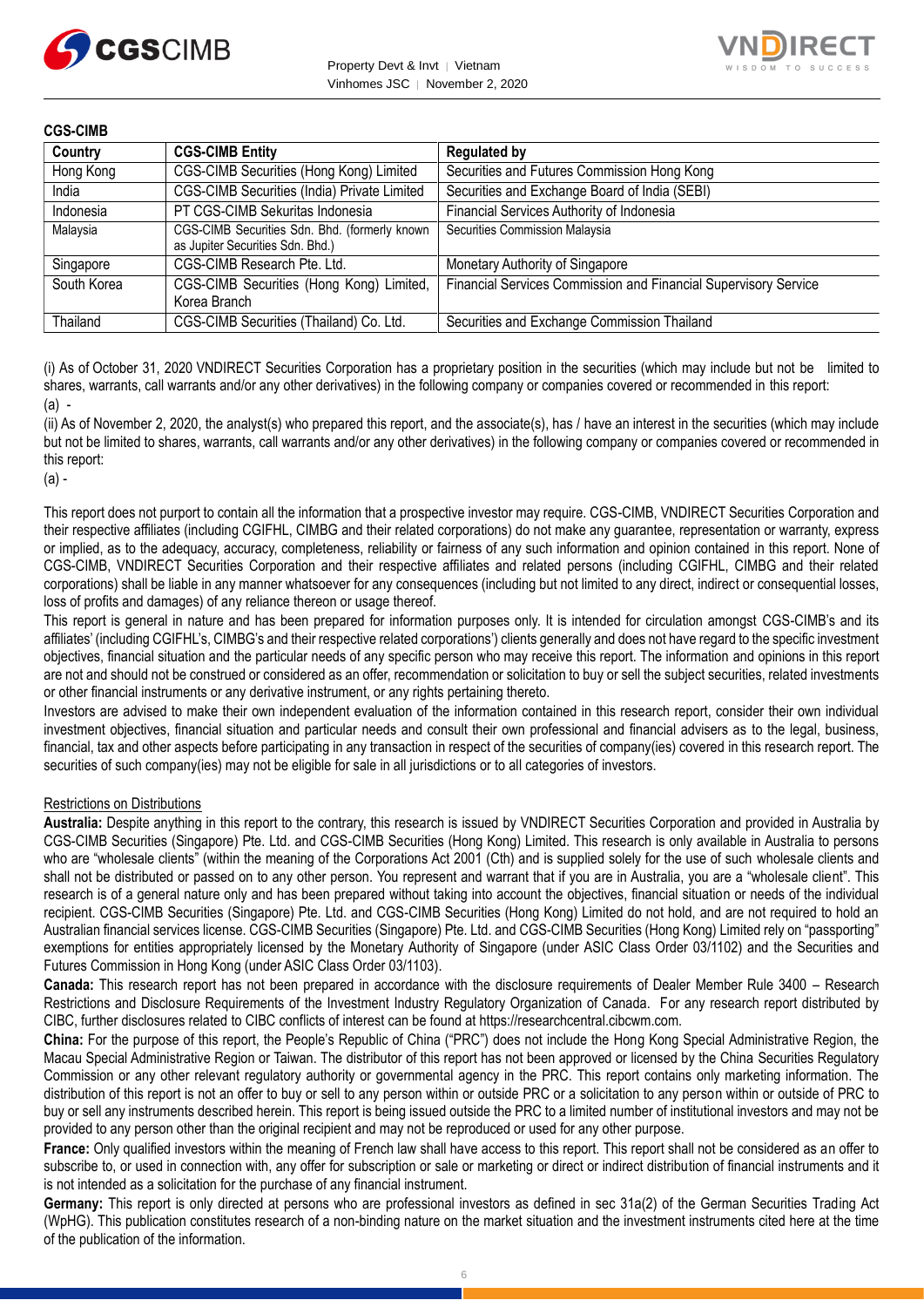**CGS-CIMB**

| Country | CGS-CIMB Entity | Regulated by |
|---|---|---|
| Hong Kong | CGS-CIMB Securities (Hong Kong) Limited | Securities and Futures Commission Hong Kong |
| India | CGS-CIMB Securities (India) Private Limited | Securities and Exchange Board of India (SEBI) |
| Indonesia | PT CGS-CIMB Sekuritas Indonesia | Financial Services Authority of Indonesia |
| Malaysia | CGS-CIMB Securities Sdn. Bhd. (formerly known as Jupiter Securities Sdn. Bhd.) | Securities Commission Malaysia |
| Singapore | CGS-CIMB Research Pte. Ltd. | Monetary Authority of Singapore |
| South Korea | CGS-CIMB Securities (Hong Kong) Limited, Korea Branch | Financial Services Commission and Financial Supervisory Service |
| Thailand | CGS-CIMB Securities (Thailand) Co. Ltd. | Securities and Exchange Commission Thailand |

(i) As of October 31, 2020 VNDIRECT Securities Corporation has a proprietary position in the securities (which may include but not be limited to shares, warrants, call warrants and/or any other derivatives) in the following company or companies covered or recommended in this report:
(a) -

(ii) As of November 2, 2020, the analyst(s) who prepared this report, and the associate(s), has / have an interest in the securities (which may include but not be limited to shares, warrants, call warrants and/or any other derivatives) in the following company or companies covered or recommended in this report:
(a) -

This report does not purport to contain all the information that a prospective investor may require. CGS-CIMB, VNDIRECT Securities Corporation and their respective affiliates (including CGIFHL, CIMBG and their related corporations) do not make any guarantee, representation or warranty, express or implied, as to the adequacy, accuracy, completeness, reliability or fairness of any such information and opinion contained in this report. None of CGS-CIMB, VNDIRECT Securities Corporation and their respective affiliates and related persons (including CGIFHL, CIMBG and their related corporations) shall be liable in any manner whatsoever for any consequences (including but not limited to any direct, indirect or consequential losses, loss of profits and damages) of any reliance thereon or usage thereof.

This report is general in nature and has been prepared for information purposes only. It is intended for circulation amongst CGS-CIMB's and its affiliates' (including CGIFHL's, CIMBG's and their respective related corporations') clients generally and does not have regard to the specific investment objectives, financial situation and the particular needs of any specific person who may receive this report. The information and opinions in this report are not and should not be construed or considered as an offer, recommendation or solicitation to buy or sell the subject securities, related investments or other financial instruments or any derivative instrument, or any rights pertaining thereto.

Investors are advised to make their own independent evaluation of the information contained in this research report, consider their own individual investment objectives, financial situation and particular needs and consult their own professional and financial advisers as to the legal, business, financial, tax and other aspects before participating in any transaction in respect of the securities of company(ies) covered in this research report. The securities of such company(ies) may not be eligible for sale in all jurisdictions or to all categories of investors.

Restrictions on Distributions

**Australia:** Despite anything in this report to the contrary, this research is issued by VNDIRECT Securities Corporation and provided in Australia by CGS-CIMB Securities (Singapore) Pte. Ltd. and CGS-CIMB Securities (Hong Kong) Limited. This research is only available in Australia to persons who are "wholesale clients" (within the meaning of the Corporations Act 2001 (Cth) and is supplied solely for the use of such wholesale clients and shall not be distributed or passed on to any other person. You represent and warrant that if you are in Australia, you are a "wholesale client". This research is of a general nature only and has been prepared without taking into account the objectives, financial situation or needs of the individual recipient. CGS-CIMB Securities (Singapore) Pte. Ltd. and CGS-CIMB Securities (Hong Kong) Limited do not hold, and are not required to hold an Australian financial services license. CGS-CIMB Securities (Singapore) Pte. Ltd. and CGS-CIMB Securities (Hong Kong) Limited rely on "passporting" exemptions for entities appropriately licensed by the Monetary Authority of Singapore (under ASIC Class Order 03/1102) and the Securities and Futures Commission in Hong Kong (under ASIC Class Order 03/1103).

**Canada:** This research report has not been prepared in accordance with the disclosure requirements of Dealer Member Rule 3400 – Research Restrictions and Disclosure Requirements of the Investment Industry Regulatory Organization of Canada. For any research report distributed by CIBC, further disclosures related to CIBC conflicts of interest can be found at https://researchcentral.cibcwm.com.

**China:** For the purpose of this report, the People's Republic of China ("PRC") does not include the Hong Kong Special Administrative Region, the Macau Special Administrative Region or Taiwan. The distributor of this report has not been approved or licensed by the China Securities Regulatory Commission or any other relevant regulatory authority or governmental agency in the PRC. This report contains only marketing information. The distribution of this report is not an offer to buy or sell to any person within or outside PRC or a solicitation to any person within or outside of PRC to buy or sell any instruments described herein. This report is being issued outside the PRC to a limited number of institutional investors and may not be provided to any person other than the original recipient and may not be reproduced or used for any other purpose.

**France:** Only qualified investors within the meaning of French law shall have access to this report. This report shall not be considered as an offer to subscribe to, or used in connection with, any offer for subscription or sale or marketing or direct or indirect distribution of financial instruments and it is not intended as a solicitation for the purchase of any financial instrument.

**Germany:** This report is only directed at persons who are professional investors as defined in sec 31a(2) of the German Securities Trading Act (WpHG). This publication constitutes research of a non-binding nature on the market situation and the investment instruments cited here at the time of the publication of the information.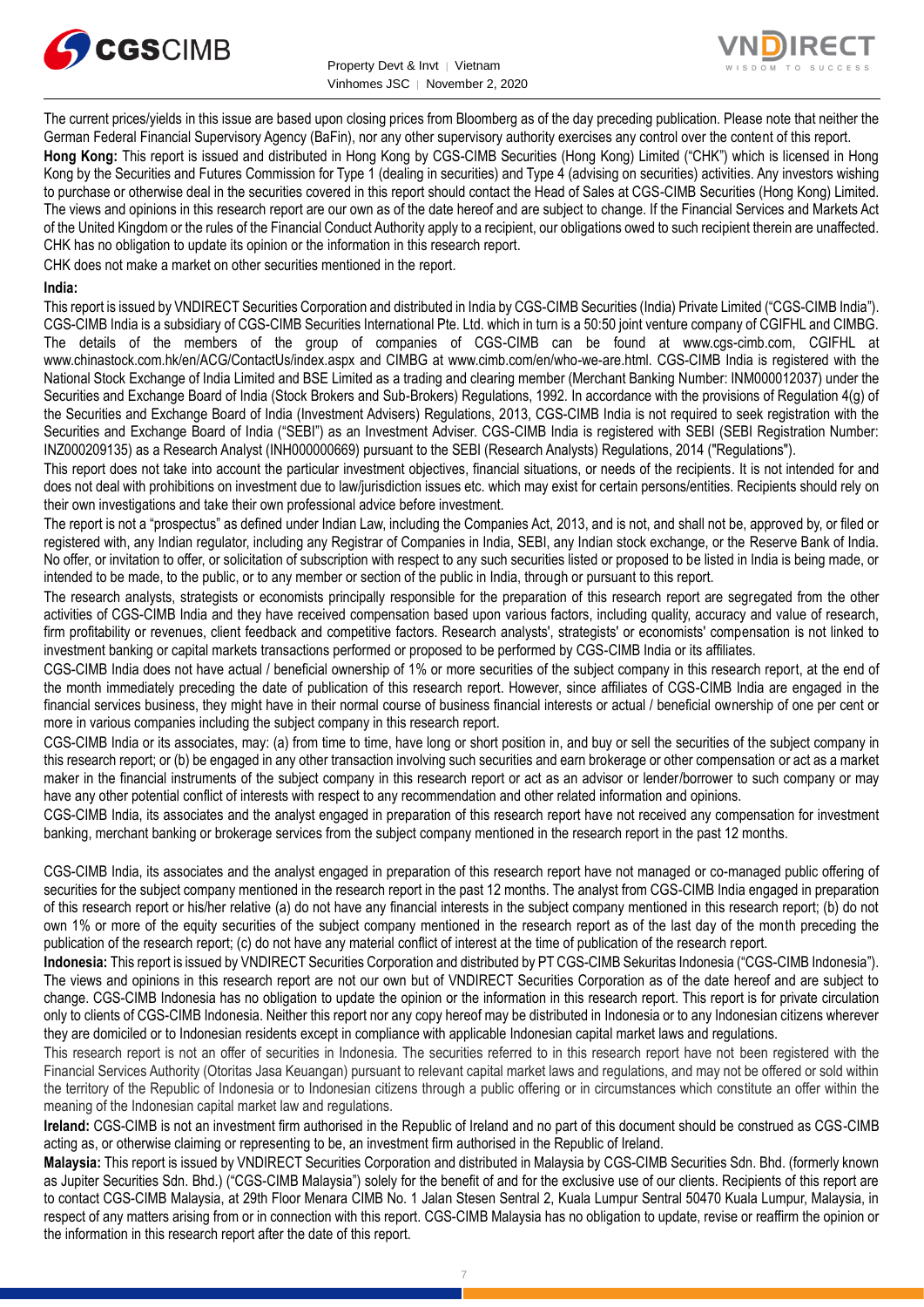The current prices/yields in this issue are based upon closing prices from Bloomberg as of the day preceding publication. Please note that neither the German Federal Financial Supervisory Agency (BaFin), nor any other supervisory authority exercises any control over the content of this report.

**Hong Kong:** This report is issued and distributed in Hong Kong by CGS-CIMB Securities (Hong Kong) Limited ("CHK") which is licensed in Hong Kong by the Securities and Futures Commission for Type 1 (dealing in securities) and Type 4 (advising on securities) activities. Any investors wishing to purchase or otherwise deal in the securities covered in this report should contact the Head of Sales at CGS-CIMB Securities (Hong Kong) Limited. The views and opinions in this research report are our own as of the date hereof and are subject to change. If the Financial Services and Markets Act of the United Kingdom or the rules of the Financial Conduct Authority apply to a recipient, our obligations owed to such recipient therein are unaffected. CHK has no obligation to update its opinion or the information in this research report.

CHK does not make a market on other securities mentioned in the report.

**India:**

This report is issued by VNDIRECT Securities Corporation and distributed in India by CGS-CIMB Securities (India) Private Limited ("CGS-CIMB India"). CGS-CIMB India is a subsidiary of CGS-CIMB Securities International Pte. Ltd. which in turn is a 50:50 joint venture company of CGIFHL and CIMBG. The details of the members of the group of companies of CGS-CIMB can be found at www.cgs-cimb.com, CGIFHL at www.chinastock.com.hk/en/ACG/ContactUs/index.aspx and CIMBG at www.cimb.com/en/who-we-are.html. CGS-CIMB India is registered with the National Stock Exchange of India Limited and BSE Limited as a trading and clearing member (Merchant Banking Number: INM000012037) under the Securities and Exchange Board of India (Stock Brokers and Sub-Brokers) Regulations, 1992. In accordance with the provisions of Regulation 4(g) of the Securities and Exchange Board of India (Investment Advisers) Regulations, 2013, CGS-CIMB India is not required to seek registration with the Securities and Exchange Board of India ("SEBI") as an Investment Adviser. CGS-CIMB India is registered with SEBI (SEBI Registration Number: INZ000209135) as a Research Analyst (INH000000669) pursuant to the SEBI (Research Analysts) Regulations, 2014 ("Regulations").

This report does not take into account the particular investment objectives, financial situations, or needs of the recipients. It is not intended for and does not deal with prohibitions on investment due to law/jurisdiction issues etc. which may exist for certain persons/entities. Recipients should rely on their own investigations and take their own professional advice before investment.

The report is not a "prospectus" as defined under Indian Law, including the Companies Act, 2013, and is not, and shall not be, approved by, or filed or registered with, any Indian regulator, including any Registrar of Companies in India, SEBI, any Indian stock exchange, or the Reserve Bank of India. No offer, or invitation to offer, or solicitation of subscription with respect to any such securities listed or proposed to be listed in India is being made, or intended to be made, to the public, or to any member or section of the public in India, through or pursuant to this report.

The research analysts, strategists or economists principally responsible for the preparation of this research report are segregated from the other activities of CGS-CIMB India and they have received compensation based upon various factors, including quality, accuracy and value of research, firm profitability or revenues, client feedback and competitive factors. Research analysts', strategists' or economists' compensation is not linked to investment banking or capital markets transactions performed or proposed to be performed by CGS-CIMB India or its affiliates.

CGS-CIMB India does not have actual / beneficial ownership of 1% or more securities of the subject company in this research report, at the end of the month immediately preceding the date of publication of this research report. However, since affiliates of CGS-CIMB India are engaged in the financial services business, they might have in their normal course of business financial interests or actual / beneficial ownership of one per cent or more in various companies including the subject company in this research report.

CGS-CIMB India or its associates, may: (a) from time to time, have long or short position in, and buy or sell the securities of the subject company in this research report; or (b) be engaged in any other transaction involving such securities and earn brokerage or other compensation or act as a market maker in the financial instruments of the subject company in this research report or act as an advisor or lender/borrower to such company or may have any other potential conflict of interests with respect to any recommendation and other related information and opinions.

CGS-CIMB India, its associates and the analyst engaged in preparation of this research report have not received any compensation for investment banking, merchant banking or brokerage services from the subject company mentioned in the research report in the past 12 months.

CGS-CIMB India, its associates and the analyst engaged in preparation of this research report have not managed or co-managed public offering of securities for the subject company mentioned in the research report in the past 12 months. The analyst from CGS-CIMB India engaged in preparation of this research report or his/her relative (a) do not have any financial interests in the subject company mentioned in this research report; (b) do not own 1% or more of the equity securities of the subject company mentioned in the research report as of the last day of the month preceding the publication of the research report; (c) do not have any material conflict of interest at the time of publication of the research report.

**Indonesia:** This report is issued by VNDIRECT Securities Corporation and distributed by PT CGS-CIMB Sekuritas Indonesia ("CGS-CIMB Indonesia"). The views and opinions in this research report are not our own but of VNDIRECT Securities Corporation as of the date hereof and are subject to change. CGS-CIMB Indonesia has no obligation to update the opinion or the information in this research report. This report is for private circulation only to clients of CGS-CIMB Indonesia. Neither this report nor any copy hereof may be distributed in Indonesia or to any Indonesian citizens wherever they are domiciled or to Indonesian residents except in compliance with applicable Indonesian capital market laws and regulations.

This research report is not an offer of securities in Indonesia. The securities referred to in this research report have not been registered with the Financial Services Authority (Otoritas Jasa Keuangan) pursuant to relevant capital market laws and regulations, and may not be offered or sold within the territory of the Republic of Indonesia or to Indonesian citizens through a public offering or in circumstances which constitute an offer within the meaning of the Indonesian capital market law and regulations.

**Ireland:** CGS-CIMB is not an investment firm authorised in the Republic of Ireland and no part of this document should be construed as CGS-CIMB acting as, or otherwise claiming or representing to be, an investment firm authorised in the Republic of Ireland.

**Malaysia:** This report is issued by VNDIRECT Securities Corporation and distributed in Malaysia by CGS-CIMB Securities Sdn. Bhd. (formerly known as Jupiter Securities Sdn. Bhd.) ("CGS-CIMB Malaysia") solely for the benefit of and for the exclusive use of our clients. Recipients of this report are to contact CGS-CIMB Malaysia, at 29th Floor Menara CIMB No. 1 Jalan Stesen Sentral 2, Kuala Lumpur Sentral 50470 Kuala Lumpur, Malaysia, in respect of any matters arising from or in connection with this report. CGS-CIMB Malaysia has no obligation to update, revise or reaffirm the opinion or the information in this research report after the date of this report.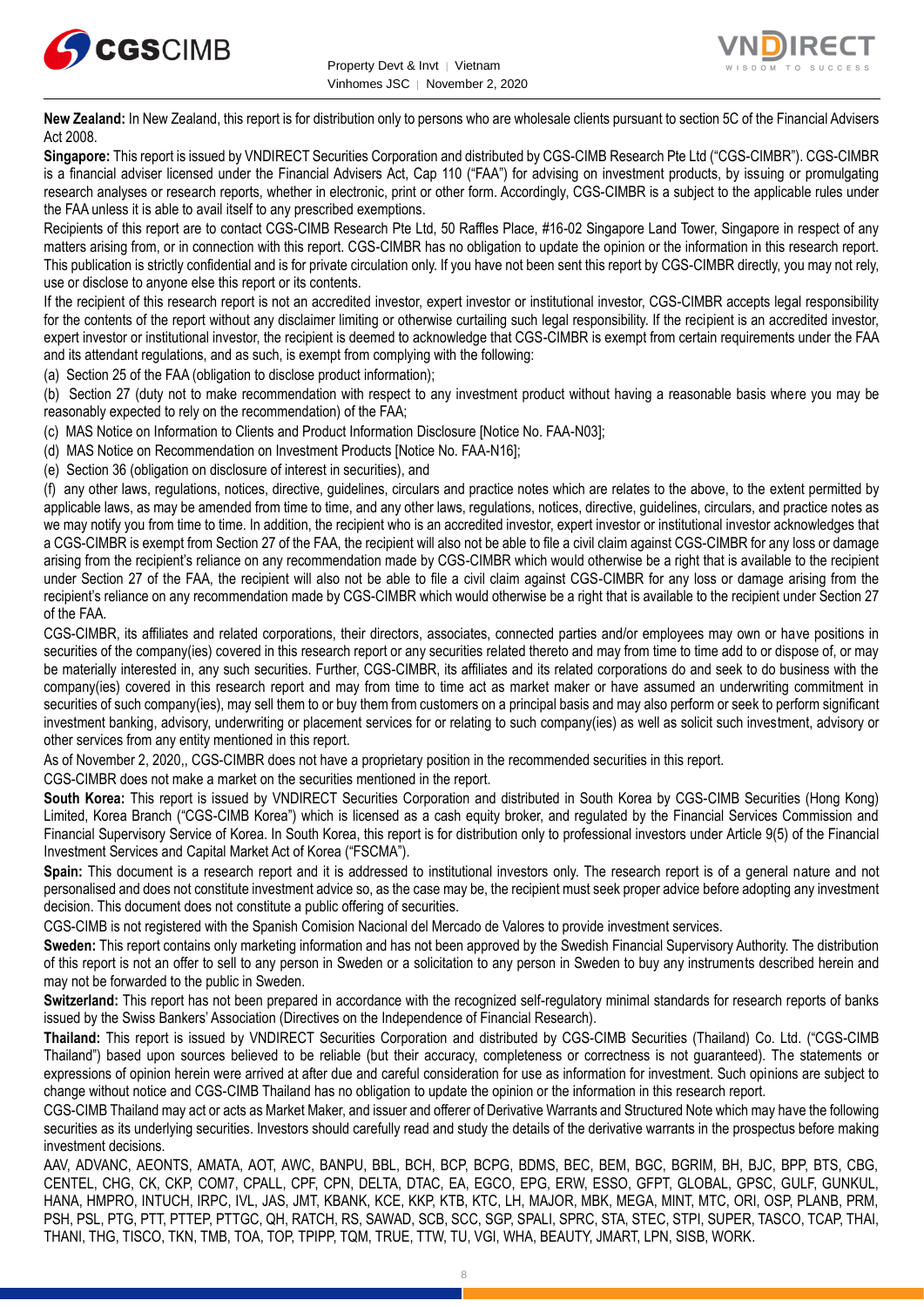**New Zealand:** In New Zealand, this report is for distribution only to persons who are wholesale clients pursuant to section 5C of the Financial Advisers Act 2008.

**Singapore:** This report is issued by VNDIRECT Securities Corporation and distributed by CGS-CIMB Research Pte Ltd ("CGS-CIMBR"). CGS-CIMBR is a financial adviser licensed under the Financial Advisers Act, Cap 110 ("FAA") for advising on investment products, by issuing or promulgating research analyses or research reports, whether in electronic, print or other form. Accordingly, CGS-CIMBR is a subject to the applicable rules under the FAA unless it is able to avail itself to any prescribed exemptions.

Recipients of this report are to contact CGS-CIMB Research Pte Ltd, 50 Raffles Place, #16-02 Singapore Land Tower, Singapore in respect of any matters arising from, or in connection with this report. CGS-CIMBR has no obligation to update the opinion or the information in this research report. This publication is strictly confidential and is for private circulation only. If you have not been sent this report by CGS-CIMBR directly, you may not rely, use or disclose to anyone else this report or its contents.

If the recipient of this research report is not an accredited investor, expert investor or institutional investor, CGS-CIMBR accepts legal responsibility for the contents of the report without any disclaimer limiting or otherwise curtailing such legal responsibility. If the recipient is an accredited investor, expert investor or institutional investor, the recipient is deemed to acknowledge that CGS-CIMBR is exempt from certain requirements under the FAA and its attendant regulations, and as such, is exempt from complying with the following:

(a) Section 25 of the FAA (obligation to disclose product information);

(b) Section 27 (duty not to make recommendation with respect to any investment product without having a reasonable basis where you may be reasonably expected to rely on the recommendation) of the FAA;

(c) MAS Notice on Information to Clients and Product Information Disclosure [Notice No. FAA-N03];

(d) MAS Notice on Recommendation on Investment Products [Notice No. FAA-N16];

(e) Section 36 (obligation on disclosure of interest in securities), and

(f) any other laws, regulations, notices, directive, guidelines, circulars and practice notes which are relates to the above, to the extent permitted by applicable laws, as may be amended from time to time, and any other laws, regulations, notices, directive, guidelines, circulars, and practice notes as we may notify you from time to time. In addition, the recipient who is an accredited investor, expert investor or institutional investor acknowledges that a CGS-CIMBR is exempt from Section 27 of the FAA, the recipient will also not be able to file a civil claim against CGS-CIMBR for any loss or damage arising from the recipient's reliance on any recommendation made by CGS-CIMBR which would otherwise be a right that is available to the recipient under Section 27 of the FAA, the recipient will also not be able to file a civil claim against CGS-CIMBR for any loss or damage arising from the recipient's reliance on any recommendation made by CGS-CIMBR which would otherwise be a right that is available to the recipient under Section 27 of the FAA.

CGS-CIMBR, its affiliates and related corporations, their directors, associates, connected parties and/or employees may own or have positions in securities of the company(ies) covered in this research report or any securities related thereto and may from time to time add to or dispose of, or may be materially interested in, any such securities. Further, CGS-CIMBR, its affiliates and its related corporations do and seek to do business with the company(ies) covered in this research report and may from time to time act as market maker or have assumed an underwriting commitment in securities of such company(ies), may sell them to or buy them from customers on a principal basis and may also perform or seek to perform significant investment banking, advisory, underwriting or placement services for or relating to such company(ies) as well as solicit such investment, advisory or other services from any entity mentioned in this report.

As of November 2, 2020,, CGS-CIMBR does not have a proprietary position in the recommended securities in this report.

CGS-CIMBR does not make a market on the securities mentioned in the report.

**South Korea:** This report is issued by VNDIRECT Securities Corporation and distributed in South Korea by CGS-CIMB Securities (Hong Kong) Limited, Korea Branch ("CGS-CIMB Korea") which is licensed as a cash equity broker, and regulated by the Financial Services Commission and Financial Supervisory Service of Korea. In South Korea, this report is for distribution only to professional investors under Article 9(5) of the Financial Investment Services and Capital Market Act of Korea ("FSCMA").

**Spain:** This document is a research report and it is addressed to institutional investors only. The research report is of a general nature and not personalised and does not constitute investment advice so, as the case may be, the recipient must seek proper advice before adopting any investment decision. This document does not constitute a public offering of securities.

CGS-CIMB is not registered with the Spanish Comision Nacional del Mercado de Valores to provide investment services.

**Sweden:** This report contains only marketing information and has not been approved by the Swedish Financial Supervisory Authority. The distribution of this report is not an offer to sell to any person in Sweden or a solicitation to any person in Sweden to buy any instruments described herein and may not be forwarded to the public in Sweden.

**Switzerland:** This report has not been prepared in accordance with the recognized self-regulatory minimal standards for research reports of banks issued by the Swiss Bankers' Association (Directives on the Independence of Financial Research).

**Thailand:** This report is issued by VNDIRECT Securities Corporation and distributed by CGS-CIMB Securities (Thailand) Co. Ltd. ("CGS-CIMB Thailand") based upon sources believed to be reliable (but their accuracy, completeness or correctness is not guaranteed). The statements or expressions of opinion herein were arrived at after due and careful consideration for use as information for investment. Such opinions are subject to change without notice and CGS-CIMB Thailand has no obligation to update the opinion or the information in this research report.

CGS-CIMB Thailand may act or acts as Market Maker, and issuer and offerer of Derivative Warrants and Structured Note which may have the following securities as its underlying securities. Investors should carefully read and study the details of the derivative warrants in the prospectus before making investment decisions.

AAV, ADVANC, AEONTS, AMATA, AOT, AWC, BANPU, BBL, BCH, BCP, BCPG, BDMS, BEC, BEM, BGC, BGRIM, BH, BJC, BPP, BTS, CBG, CENTEL, CHG, CK, CKP, COM7, CPALL, CPF, CPN, DELTA, DTAC, EA, EGCO, EPG, ERW, ESSO, GFPT, GLOBAL, GPSC, GULF, GUNKUL, HANA, HMPRO, INTUCH, IRPC, IVL, JAS, JMT, KBANK, KCE, KKP, KTB, KTC, LH, MAJOR, MBK, MEGA, MINT, MTC, ORI, OSP, PLANB, PRM, PSH, PSL, PTG, PTT, PTTEP, PTTGC, QH, RATCH, RS, SAWAD, SCB, SCC, SGP, SPALI, SPRC, STA, STEC, STPI, SUPER, TASCO, TCAP, THAI, THANI, THG, TISCO, TKN, TMB, TOA, TOP, TPIPP, TQM, TRUE, TTW, TU, VGI, WHA, BEAUTY, JMART, LPN, SISB, WORK.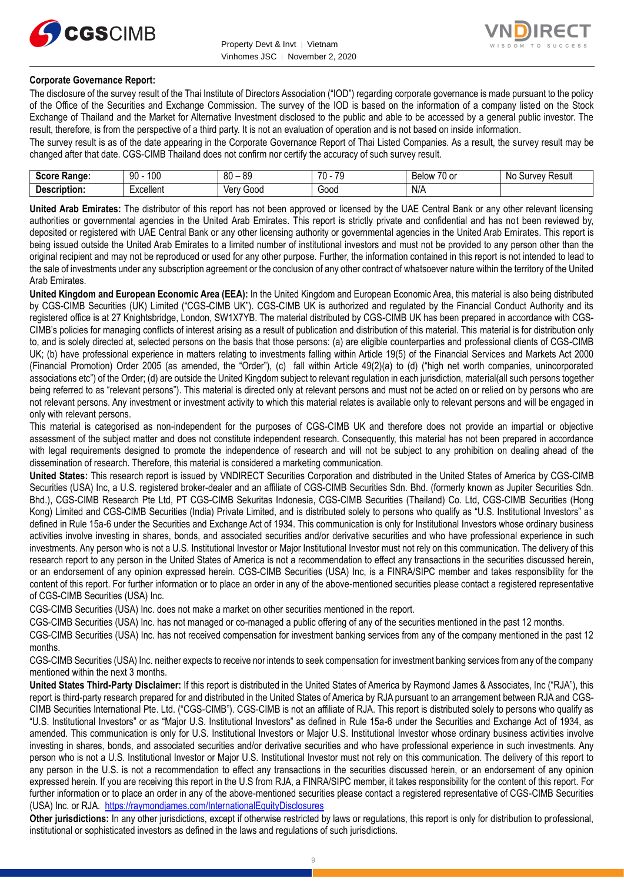**Corporate Governance Report:**

The disclosure of the survey result of the Thai Institute of Directors Association ("IOD") regarding corporate governance is made pursuant to the policy of the Office of the Securities and Exchange Commission. The survey of the IOD is based on the information of a company listed on the Stock Exchange of Thailand and the Market for Alternative Investment disclosed to the public and able to be accessed by a general public investor. The result, therefore, is from the perspective of a third party. It is not an evaluation of operation and is not based on inside information.

The survey result is as of the date appearing in the Corporate Governance Report of Thai Listed Companies. As a result, the survey result may be changed after that date. CGS-CIMB Thailand does not confirm nor certify the accuracy of such survey result.

| Score Range: | 90 - 100 | 80 – 89 | 70 - 79 | Below 70 or | No Survey Result |
|---|---|---|---|---|---|
| Description: | Excellent | Very Good | Good | N/A | |

**United Arab Emirates:** The distributor of this report has not been approved or licensed by the UAE Central Bank or any other relevant licensing authorities or governmental agencies in the United Arab Emirates. This report is strictly private and confidential and has not been reviewed by, deposited or registered with UAE Central Bank or any other licensing authority or governmental agencies in the United Arab Emirates. This report is being issued outside the United Arab Emirates to a limited number of institutional investors and must not be provided to any person other than the original recipient and may not be reproduced or used for any other purpose. Further, the information contained in this report is not intended to lead to the sale of investments under any subscription agreement or the conclusion of any other contract of whatsoever nature within the territory of the United Arab Emirates.

**United Kingdom and European Economic Area (EEA):** In the United Kingdom and European Economic Area, this material is also being distributed by CGS-CIMB Securities (UK) Limited ("CGS-CIMB UK"). CGS-CIMB UK is authorized and regulated by the Financial Conduct Authority and its registered office is at 27 Knightsbridge, London, SW1X7YB. The material distributed by CGS-CIMB UK has been prepared in accordance with CGS-CIMB's policies for managing conflicts of interest arising as a result of publication and distribution of this material. This material is for distribution only to, and is solely directed at, selected persons on the basis that those persons: (a) are eligible counterparties and professional clients of CGS-CIMB UK; (b) have professional experience in matters relating to investments falling within Article 19(5) of the Financial Services and Markets Act 2000 (Financial Promotion) Order 2005 (as amended, the "Order"), (c) fall within Article 49(2)(a) to (d) ("high net worth companies, unincorporated associations etc") of the Order; (d) are outside the United Kingdom subject to relevant regulation in each jurisdiction, material(all such persons together being referred to as "relevant persons"). This material is directed only at relevant persons and must not be acted on or relied on by persons who are not relevant persons. Any investment or investment activity to which this material relates is available only to relevant persons and will be engaged in only with relevant persons.

This material is categorised as non-independent for the purposes of CGS-CIMB UK and therefore does not provide an impartial or objective assessment of the subject matter and does not constitute independent research. Consequently, this material has not been prepared in accordance with legal requirements designed to promote the independence of research and will not be subject to any prohibition on dealing ahead of the dissemination of research. Therefore, this material is considered a marketing communication.

**United States:** This research report is issued by VNDIRECT Securities Corporation and distributed in the United States of America by CGS-CIMB Securities (USA) Inc, a U.S. registered broker-dealer and an affiliate of CGS-CIMB Securities Sdn. Bhd. (formerly known as Jupiter Securities Sdn. Bhd.), CGS-CIMB Research Pte Ltd, PT CGS-CIMB Sekuritas Indonesia, CGS-CIMB Securities (Thailand) Co. Ltd, CGS-CIMB Securities (Hong Kong) Limited and CGS-CIMB Securities (India) Private Limited, and is distributed solely to persons who qualify as "U.S. Institutional Investors" as defined in Rule 15a-6 under the Securities and Exchange Act of 1934. This communication is only for Institutional Investors whose ordinary business activities involve investing in shares, bonds, and associated securities and/or derivative securities and who have professional experience in such investments. Any person who is not a U.S. Institutional Investor or Major Institutional Investor must not rely on this communication. The delivery of this research report to any person in the United States of America is not a recommendation to effect any transactions in the securities discussed herein, or an endorsement of any opinion expressed herein. CGS-CIMB Securities (USA) Inc, is a FINRA/SIPC member and takes responsibility for the content of this report. For further information or to place an order in any of the above-mentioned securities please contact a registered representative of CGS-CIMB Securities (USA) Inc.

CGS-CIMB Securities (USA) Inc. does not make a market on other securities mentioned in the report.

CGS-CIMB Securities (USA) Inc. has not managed or co-managed a public offering of any of the securities mentioned in the past 12 months.

CGS-CIMB Securities (USA) Inc. has not received compensation for investment banking services from any of the company mentioned in the past 12 months.

CGS-CIMB Securities (USA) Inc. neither expects to receive nor intends to seek compensation for investment banking services from any of the company mentioned within the next 3 months.

**United States Third-Party Disclaimer:** If this report is distributed in the United States of America by Raymond James & Associates, Inc ("RJA"), this report is third-party research prepared for and distributed in the United States of America by RJA pursuant to an arrangement between RJA and CGS-CIMB Securities International Pte. Ltd. ("CGS-CIMB"). CGS-CIMB is not an affiliate of RJA. This report is distributed solely to persons who qualify as "U.S. Institutional Investors" or as "Major U.S. Institutional Investors" as defined in Rule 15a-6 under the Securities and Exchange Act of 1934, as amended. This communication is only for U.S. Institutional Investors or Major U.S. Institutional Investor whose ordinary business activities involve investing in shares, bonds, and associated securities and/or derivative securities and who have professional experience in such investments. Any person who is not a U.S. Institutional Investor or Major U.S. Institutional Investor must not rely on this communication. The delivery of this report to any person in the U.S. is not a recommendation to effect any transactions in the securities discussed herein, or an endorsement of any opinion expressed herein. If you are receiving this report in the U.S from RJA, a FINRA/SIPC member, it takes responsibility for the content of this report. For further information or to place an order in any of the above-mentioned securities please contact a registered representative of CGS-CIMB Securities (USA) Inc. or RJA. https://raymondjames.com/InternationalEquityDisclosures

**Other jurisdictions:** In any other jurisdictions, except if otherwise restricted by laws or regulations, this report is only for distribution to professional, institutional or sophisticated investors as defined in the laws and regulations of such jurisdictions.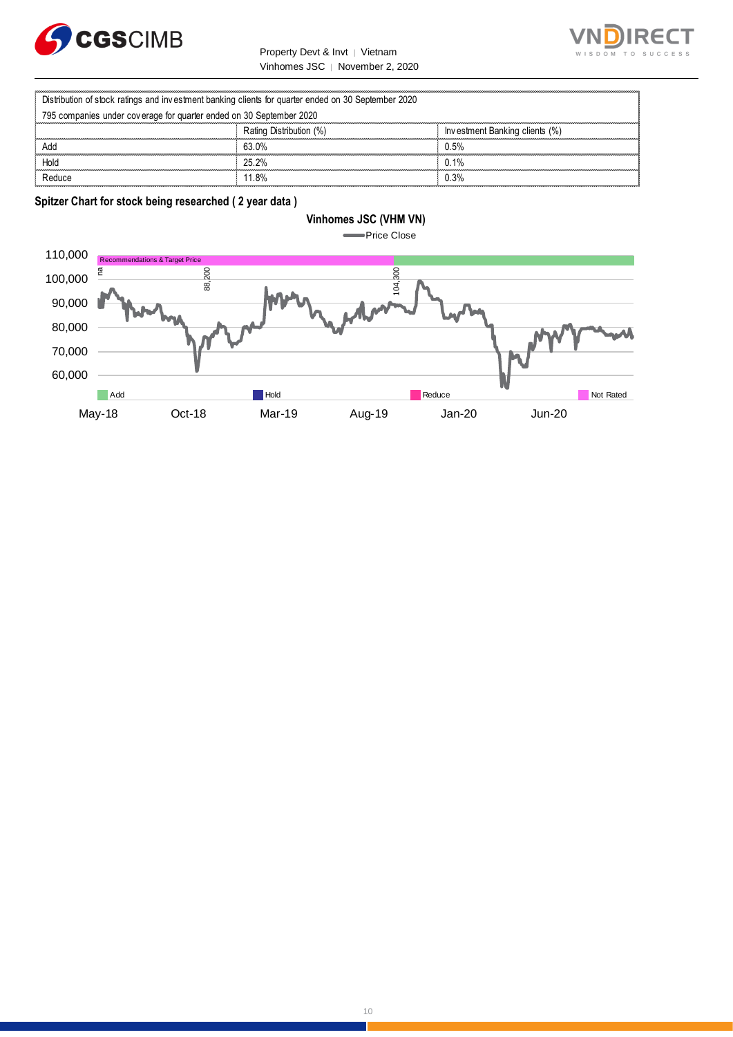| Distribution of stock ratings and investment banking clients for quarter ended on 30 September 2020 | | |
|---|---|---|
| 795 companies under coverage for quarter ended on 30 September 2020 | | |
| | Rating Distribution (%) | Investment Banking clients (%) |
| Add | 63.0% | 0.5% |
| Hold | 25.2% | 0.1% |
| Reduce | 11.8% | 0.3% |

**Spitzer Chart for stock being researched ( 2 year data )**

**Vinhomes JSC (VHM VN)**

Price Close

Recommendations & Target Price

na

88,200

104,300

110,000
100,000
90,000
80,000
70,000
60,000

Add Hold Reduce Not Rated

May-18 Oct-18 Mar-19 Aug-19 Jan-20 Jun-20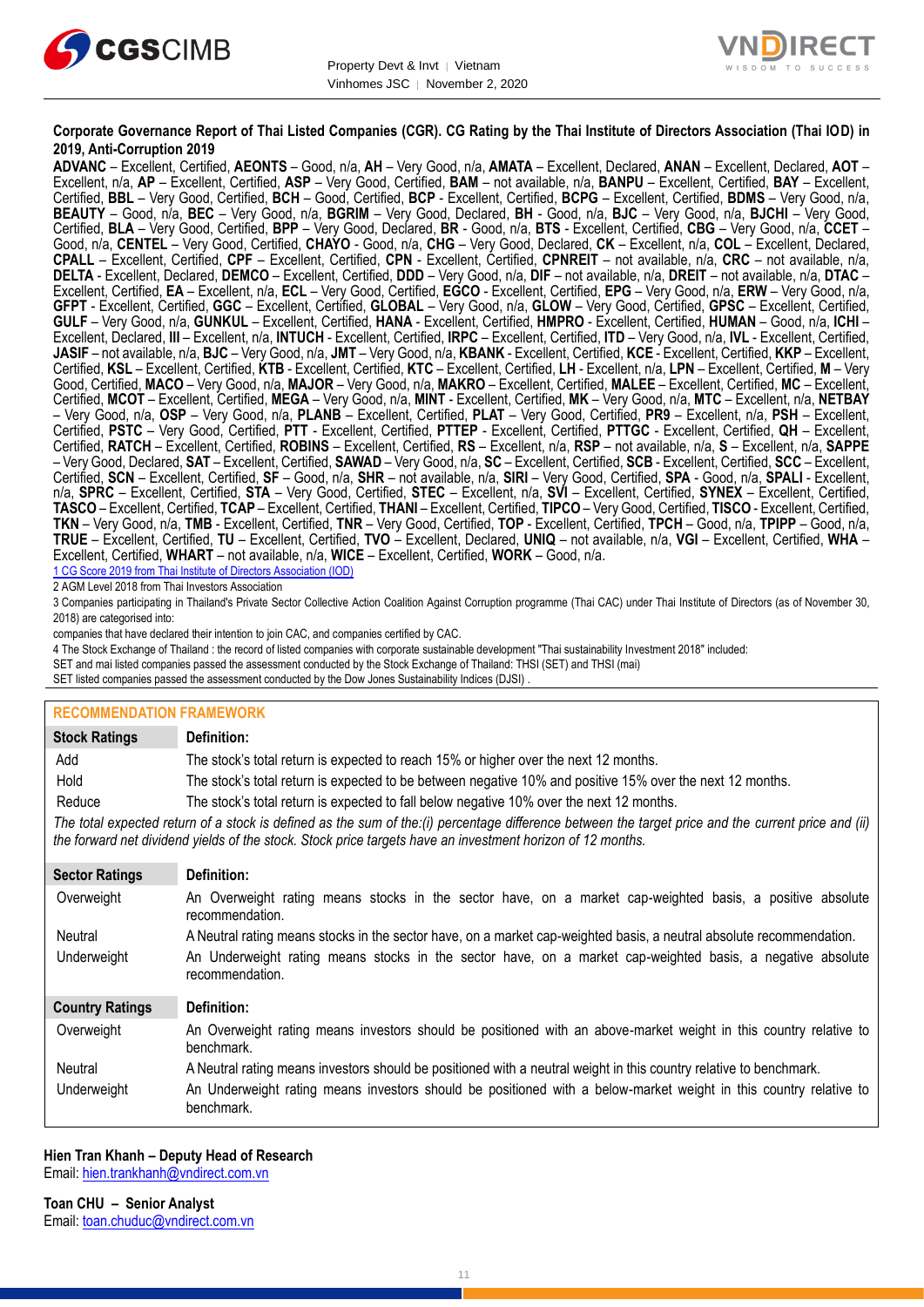**Corporate Governance Report of Thai Listed Companies (CGR). CG Rating by the Thai Institute of Directors Association (Thai IOD) in 2019, Anti-Corruption 2019**

**ADVANC** – Excellent, Certified, **AEONTS** – Good, n/a, **AH** – Very Good, n/a, **AMATA** – Excellent, Declared, **ANAN** – Excellent, Declared, **AOT** – Excellent, n/a, **AP** – Excellent, Certified, **ASP** – Very Good, Certified, **BAM** – not available, n/a, **BANPU** – Excellent, Certified, **BAY** – Excellent, Certified, **BBL** – Very Good, Certified, **BCH** – Good, Certified, **BCP** - Excellent, Certified, **BCPG** – Excellent, Certified, **BDMS** – Very Good, n/a, **BEAUTY** – Good, n/a, **BEC** – Very Good, n/a, **BGRIM** – Very Good, Declared, **BH** - Good, n/a, **BJC** – Very Good, n/a, **BJCHI** – Very Good, Certified, **BLA** – Very Good, Certified, **BPP** – Very Good, Declared, **BR** - Good, n/a, **BTS** - Excellent, Certified, **CBG** – Very Good, n/a, **CCET** – Good, n/a, **CENTEL** – Very Good, Certified, **CHAYO** - Good, n/a, **CHG** – Very Good, Declared, **CK** – Excellent, n/a, **COL** – Excellent, Declared, **CPALL** – Excellent, Certified, **CPF** – Excellent, Certified, **CPN** - Excellent, Certified, **CPNREIT** – not available, n/a, **CRC** – not available, n/a, **DELTA** - Excellent, Declared, **DEMCO** – Excellent, Certified, **DDD** – Very Good, n/a, **DIF** – not available, n/a, **DREIT** – not available, n/a, **DTAC** – Excellent, Certified, **EA** – Excellent, n/a, **ECL** – Very Good, Certified, **EGCO** - Excellent, Certified, **EPG** – Very Good, n/a, **ERW** – Very Good, n/a, **GFPT** - Excellent, Certified, **GGC** – Excellent, Certified, **GLOBAL** – Very Good, n/a, **GLOW** – Very Good, Certified, **GPSC** – Excellent, Certified, **GULF** – Very Good, n/a, **GUNKUL** – Excellent, Certified, **HANA** - Excellent, Certified, **HMPRO** - Excellent, Certified, **HUMAN** – Good, n/a, **ICHI** – Excellent, Declared, **III** – Excellent, n/a, **INTUCH** - Excellent, Certified, **IRPC** – Excellent, Certified, **ITD** – Very Good, n/a, **IVL** - Excellent, Certified, **JASIF** – not available, n/a, **BJC** – Very Good, n/a, **JMT** – Very Good, n/a, **KBANK** - Excellent, Certified, **KCE** - Excellent, Certified, **KKP** – Excellent, Certified, **KSL** – Excellent, Certified, **KTB** - Excellent, Certified, **KTC** – Excellent, Certified, **LH** - Excellent, n/a, **LPN** – Excellent, Certified, **M** – Very Good, Certified, **MACO** – Very Good, n/a, **MAJOR** – Very Good, n/a, **MAKRO** – Excellent, Certified, **MALEE** – Excellent, Certified, **MC** – Excellent, Certified, **MCOT** – Excellent, Certified, **MEGA** – Very Good, n/a, **MINT** - Excellent, Certified, **MK** – Very Good, n/a, **MTC** – Excellent, n/a, **NETBAY** – Very Good, n/a, **OSP** – Very Good, n/a, **PLANB** – Excellent, Certified, **PLAT** – Very Good, Certified, **PR9** – Excellent, n/a, **PSH** – Excellent, Certified, **PSTC** – Very Good, Certified, **PTT** - Excellent, Certified, **PTTEP** - Excellent, Certified, **PTTGC** - Excellent, Certified, **QH** – Excellent, Certified, **RATCH** – Excellent, Certified, **ROBINS** – Excellent, Certified, **RS** – Excellent, n/a, **RSP** – not available, n/a, **S** – Excellent, n/a, **SAPPE** – Very Good, Declared, **SAT** – Excellent, Certified, **SAWAD** – Very Good, n/a, **SC** – Excellent, Certified, **SCB** - Excellent, Certified, **SCC** – Excellent, Certified, **SCN** – Excellent, Certified, **SF** – Good, n/a, **SHR** – not available, n/a, **SIRI** – Very Good, Certified, **SPA** - Good, n/a, **SPALI** - Excellent, n/a, **SPRC** – Excellent, Certified, **STA** – Very Good, Certified, **STEC** – Excellent, n/a, **SVI** – Excellent, Certified, **SYNEX** – Excellent, Certified, **TASCO** – Excellent, Certified, **TCAP** – Excellent, Certified, **THANI** – Excellent, Certified, **TIPCO** – Very Good, Certified, **TISCO** - Excellent, Certified, **TKN** – Very Good, n/a, **TMB** - Excellent, Certified, **TNR** – Very Good, Certified, **TOP** - Excellent, Certified, **TPCH** – Good, n/a, **TPIPP** – Good, n/a, **TRUE** – Excellent, Certified, **TU** – Excellent, Certified, **TVO** – Excellent, Declared, **UNIQ** – not available, n/a, **VGI** – Excellent, Certified, **WHA** – Excellent, Certified, **WHART** – not available, n/a, **WICE** – Excellent, Certified, **WORK** – Good, n/a.

1 CG Score 2019 from Thai Institute of Directors Association (IOD)

2 AGM Level 2018 from Thai Investors Association

3 Companies participating in Thailand's Private Sector Collective Action Coalition Against Corruption programme (Thai CAC) under Thai Institute of Directors (as of November 30, 2018) are categorised into:

companies that have declared their intention to join CAC, and companies certified by CAC.

4 The Stock Exchange of Thailand : the record of listed companies with corporate sustainable development "Thai sustainability Investment 2018" included:

SET and mai listed companies passed the assessment conducted by the Stock Exchange of Thailand: THSI (SET) and THSI (mai)

SET listed companies passed the assessment conducted by the Dow Jones Sustainability Indices (DJSI) .

## RECOMMENDATION FRAMEWORK

| Stock Ratings | Definition: |
|---|---|
| Add | The stock's total return is expected to reach 15% or higher over the next 12 months. |
| Hold | The stock's total return is expected to be between negative 10% and positive 15% over the next 12 months. |
| Reduce | The stock's total return is expected to fall below negative 10% over the next 12 months. |

*The total expected return of a stock is defined as the sum of the:(i) percentage difference between the target price and the current price and (ii) the forward net dividend yields of the stock. Stock price targets have an investment horizon of 12 months.*

| Sector Ratings | Definition: |
|---|---|
| Overweight | An Overweight rating means stocks in the sector have, on a market cap-weighted basis, a positive absolute recommendation. |
| Neutral | A Neutral rating means stocks in the sector have, on a market cap-weighted basis, a neutral absolute recommendation. |
| Underweight | An Underweight rating means stocks in the sector have, on a market cap-weighted basis, a negative absolute recommendation. |

| Country Ratings | Definition: |
|---|---|
| Overweight | An Overweight rating means investors should be positioned with an above-market weight in this country relative to benchmark. |
| Neutral | A Neutral rating means investors should be positioned with a neutral weight in this country relative to benchmark. |
| Underweight | An Underweight rating means investors should be positioned with a below-market weight in this country relative to benchmark. |

**Hien Tran Khanh – Deputy Head of Research**
Email: hien.trankhanh@vndirect.com.vn

**Toan CHU – Senior Analyst**
Email: toan.chuduc@vndirect.com.vn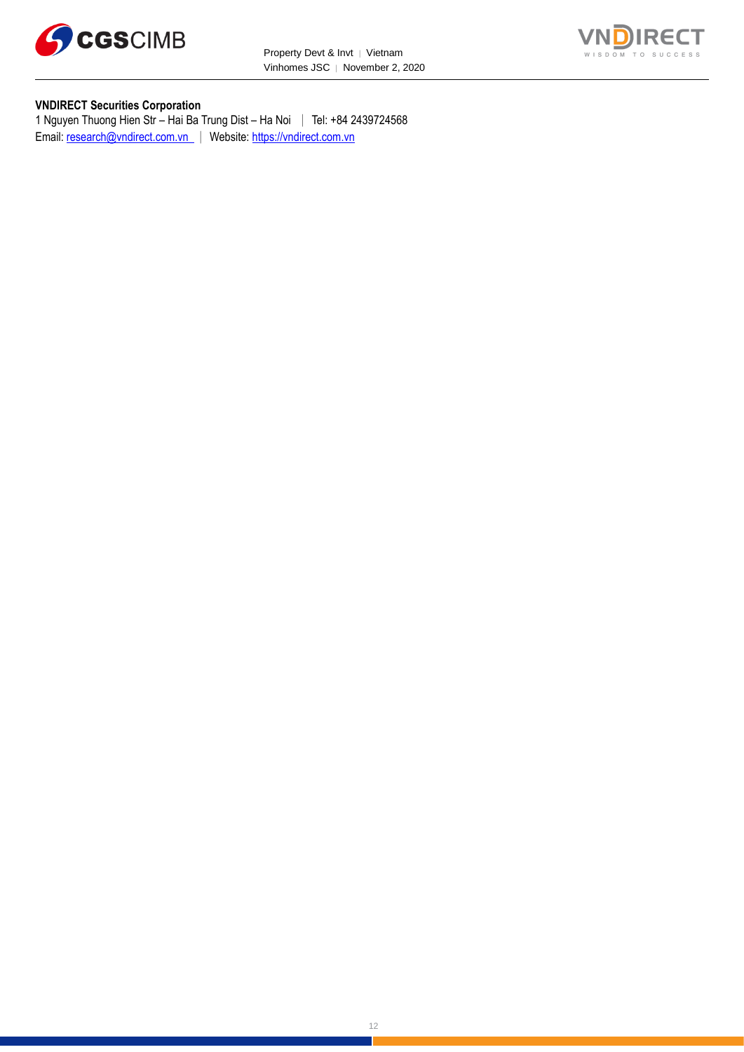**VNDIRECT Securities Corporation**

1 Nguyen Thuong Hien Str – Hai Ba Trung Dist – Ha Noi | Tel: +84 2439724568

Email: research@vndirect.com.vn | Website: https://vndirect.com.vn